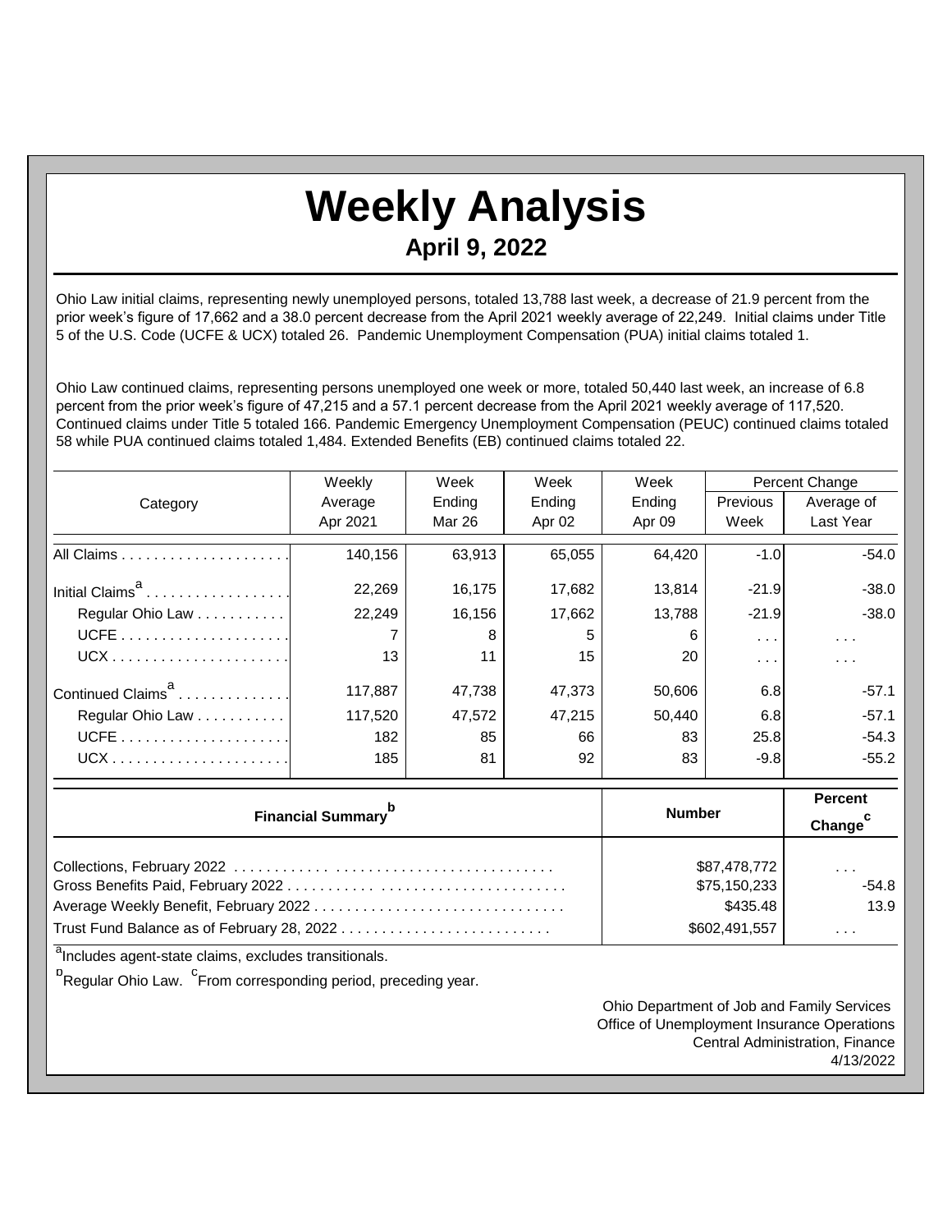# Weekly Analysis

## April 9, 2022

Ohio Law initial claims, representing newly unemployed persons, totaled 13,788 last week, a decrease of 21.9 percent from the prior week's figure of 17,662 and a 38.0 percent decrease from the April 2021 weekly average of 22,249. Initial claims under Title 5 of the U.S. Code (UCFE & UCX) totaled 26. Pandemic Unemployment Compensation (PUA) initial claims totaled 1.

Ohio Law continued claims, representing persons unemployed one week or more, totaled 50,440 last week, an increase of 6.8 percent from the prior week's figure of 47,215 and a 57.1 percent decrease from the April 2021 weekly average of 117,520. Continued claims under Title 5 totaled 166. Pandemic Emergency Unemployment Compensation (PEUC) continued claims totaled 58 while PUA continued claims totaled 1,484. Extended Benefits (EB) continued claims totaled 22.

| Category | Weekly Average Apr 2021 | Week Ending Mar 26 | Week Ending Apr 02 | Week Ending Apr 09 | Percent Change | |
|---|---|---|---|---|---|---|
| | | | | | Previous Week | Average of Last Year |
| All Claims | 140,156 | 63,913 | 65,055 | 64,420 | -1.0 | -54.0 |
| Initial Claims[a] | 22,269 | 16,175 | 17,682 | 13,814 | -21.9 | -38.0 |
| Regular Ohio Law | 22,249 | 16,156 | 17,662 | 13,788 | -21.9 | -38.0 |
| UCFE | 7 | 8 | 5 | 6 | . . . | . . . |
| UCX | 13 | 11 | 15 | 20 | . . . | . . . |
| Continued Claims[a] | 117,887 | 47,738 | 47,373 | 50,606 | 6.8 | -57.1 |
| Regular Ohio Law | 117,520 | 47,572 | 47,215 | 50,440 | 6.8 | -57.1 |
| UCFE | 182 | 85 | 66 | 83 | 25.8 | -54.3 |
| UCX | 185 | 81 | 92 | 83 | -9.8 | -55.2 |

| Financial Summary[b] | Number | Percent Change[c] |
|---|---|---|
| Collections, February 2022 | $87,478,772 | . . . |
| Gross Benefits Paid, February 2022 | $75,150,233 | -54.8 |
| Average Weekly Benefit, February 2022 | $435.48 | 13.9 |
| Trust Fund Balance as of February 28, 2022 | $602,491,557 | . . . |

[a]Includes agent-state claims, excludes transitionals.

[b]Regular Ohio Law. [c]From corresponding period, preceding year.

Ohio Department of Job and Family Services
Office of Unemployment Insurance Operations
Central Administration, Finance
4/13/2022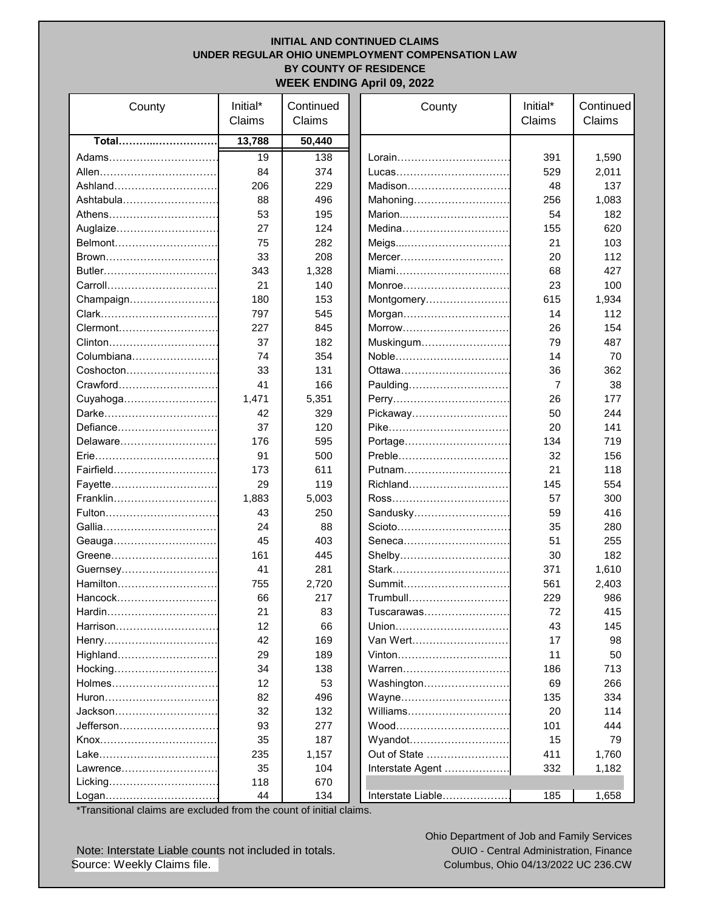**INITIAL AND CONTINUED CLAIMS**
**UNDER REGULAR OHIO UNEMPLOYMENT COMPENSATION LAW**
**BY COUNTY OF RESIDENCE**
**WEEK ENDING April 09, 2022**

| County | Initial* Claims | Continued Claims | County | Initial* Claims | Continued Claims |
|---|---|---|---|---|---|
| **Total** | **13,788** | **50,440** | | | |
| Adams | 19 | 138 | Lorain | 391 | 1,590 |
| Allen | 84 | 374 | Lucas | 529 | 2,011 |
| Ashland | 206 | 229 | Madison | 48 | 137 |
| Ashtabula | 88 | 496 | Mahoning | 256 | 1,083 |
| Athens | 53 | 195 | Marion | 54 | 182 |
| Auglaize | 27 | 124 | Medina | 155 | 620 |
| Belmont | 75 | 282 | Meigs | 21 | 103 |
| Brown | 33 | 208 | Mercer | 20 | 112 |
| Butler | 343 | 1,328 | Miami | 68 | 427 |
| Carroll | 21 | 140 | Monroe | 23 | 100 |
| Champaign | 180 | 153 | Montgomery | 615 | 1,934 |
| Clark | 797 | 545 | Morgan | 14 | 112 |
| Clermont | 227 | 845 | Morrow | 26 | 154 |
| Clinton | 37 | 182 | Muskingum | 79 | 487 |
| Columbiana | 74 | 354 | Noble | 14 | 70 |
| Coshocton | 33 | 131 | Ottawa | 36 | 362 |
| Crawford | 41 | 166 | Paulding | 7 | 38 |
| Cuyahoga | 1,471 | 5,351 | Perry | 26 | 177 |
| Darke | 42 | 329 | Pickaway | 50 | 244 |
| Defiance | 37 | 120 | Pike | 20 | 141 |
| Delaware | 176 | 595 | Portage | 134 | 719 |
| Erie | 91 | 500 | Preble | 32 | 156 |
| Fairfield | 173 | 611 | Putnam | 21 | 118 |
| Fayette | 29 | 119 | Richland | 145 | 554 |
| Franklin | 1,883 | 5,003 | Ross | 57 | 300 |
| Fulton | 43 | 250 | Sandusky | 59 | 416 |
| Gallia | 24 | 88 | Scioto | 35 | 280 |
| Geauga | 45 | 403 | Seneca | 51 | 255 |
| Greene | 161 | 445 | Shelby | 30 | 182 |
| Guernsey | 41 | 281 | Stark | 371 | 1,610 |
| Hamilton | 755 | 2,720 | Summit | 561 | 2,403 |
| Hancock | 66 | 217 | Trumbull | 229 | 986 |
| Hardin | 21 | 83 | Tuscarawas | 72 | 415 |
| Harrison | 12 | 66 | Union | 43 | 145 |
| Henry | 42 | 169 | Van Wert | 17 | 98 |
| Highland | 29 | 189 | Vinton | 11 | 50 |
| Hocking | 34 | 138 | Warren | 186 | 713 |
| Holmes | 12 | 53 | Washington | 69 | 266 |
| Huron | 82 | 496 | Wayne | 135 | 334 |
| Jackson | 32 | 132 | Williams | 20 | 114 |
| Jefferson | 93 | 277 | Wood | 101 | 444 |
| Knox | 35 | 187 | Wyandot | 15 | 79 |
| Lake | 235 | 1,157 | Out of State | 411 | 1,760 |
| Lawrence | 35 | 104 | Interstate Agent | 332 | 1,182 |
| Licking | 118 | 670 | | | |
| Logan | 44 | 134 | Interstate Liable | 185 | 1,658 |

*Transitional claims are excluded from the count of initial claims.

Note: Interstate Liable counts not included in totals.
Source: Weekly Claims file.

Ohio Department of Job and Family Services
OUIO - Central Administration, Finance
Columbus, Ohio 04/13/2022 UC 236.CW